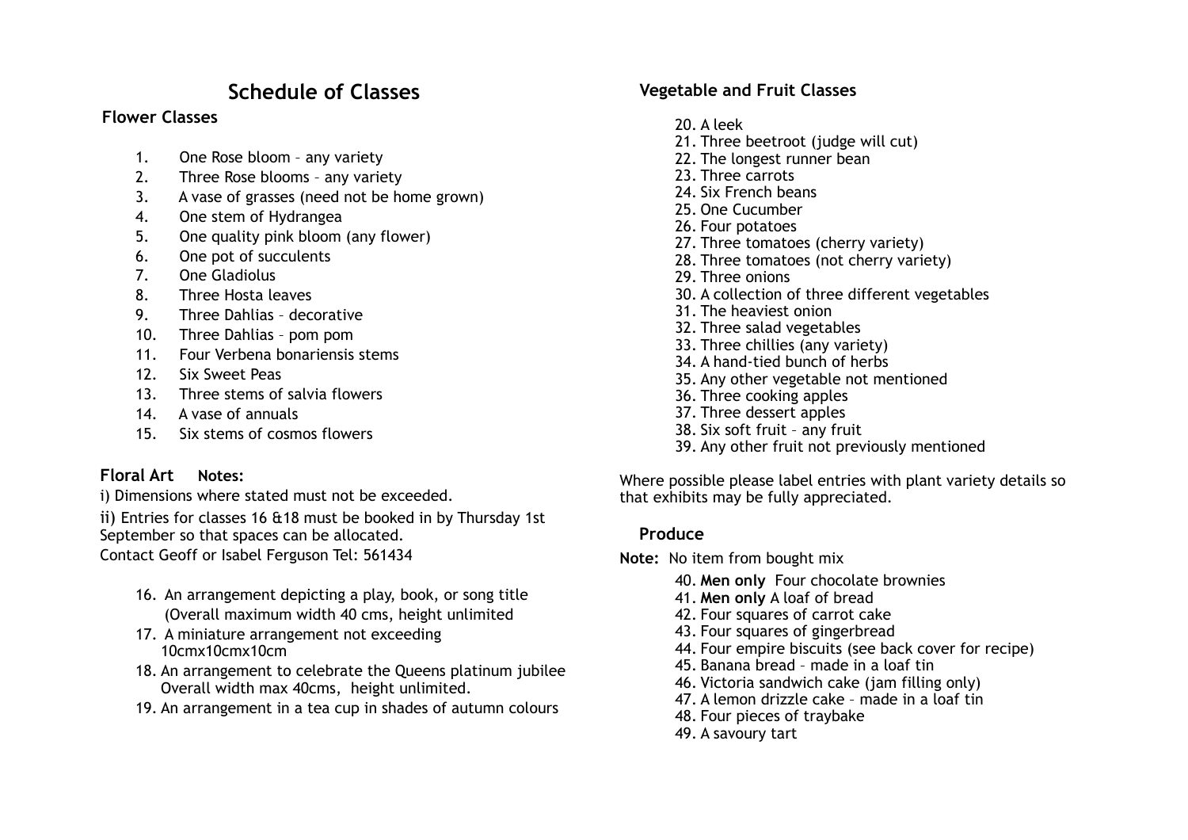# Schedule of Classes

## Flower Classes

1. One Rose bloom – any variety
2. Three Rose blooms – any variety
3. A vase of grasses (need not be home grown)
4. One stem of Hydrangea
5. One quality pink bloom (any flower)
6. One pot of succulents
7. One Gladiolus
8. Three Hosta leaves
9. Three Dahlias – decorative
10. Three Dahlias – pom pom
11. Four Verbena bonariensis stems
12. Six Sweet Peas
13. Three stems of salvia flowers
14. A vase of annuals
15. Six stems of cosmos flowers

## Floral Art

**Notes:**

i) Dimensions where stated must not be exceeded.

ii) Entries for classes 16 &18 must be booked in by Thursday 1st September so that spaces can be allocated.
Contact Geoff or Isabel Ferguson Tel: 561434

16. An arrangement depicting a play, book, or song title (Overall maximum width 40 cms, height unlimited
17. A miniature arrangement not exceeding 10cmx10cmx10cm
18. An arrangement to celebrate the Queens platinum jubilee Overall width max 40cms, height unlimited.
19. An arrangement in a tea cup in shades of autumn colours

## Vegetable and Fruit Classes

20. A leek
21. Three beetroot (judge will cut)
22. The longest runner bean
23. Three carrots
24. Six French beans
25. One Cucumber
26. Four potatoes
27. Three tomatoes (cherry variety)
28. Three tomatoes (not cherry variety)
29. Three onions
30. A collection of three different vegetables
31. The heaviest onion
32. Three salad vegetables
33. Three chillies (any variety)
34. A hand-tied bunch of herbs
35. Any other vegetable not mentioned
36. Three cooking apples
37. Three dessert apples
38. Six soft fruit – any fruit
39. Any other fruit not previously mentioned

Where possible please label entries with plant variety details so that exhibits may be fully appreciated.

## Produce

**Note:** No item from bought mix

40. **Men only** Four chocolate brownies
41. **Men only** A loaf of bread
42. Four squares of carrot cake
43. Four squares of gingerbread
44. Four empire biscuits (see back cover for recipe)
45. Banana bread – made in a loaf tin
46. Victoria sandwich cake (jam filling only)
47. A lemon drizzle cake – made in a loaf tin
48. Four pieces of traybake
49. A savoury tart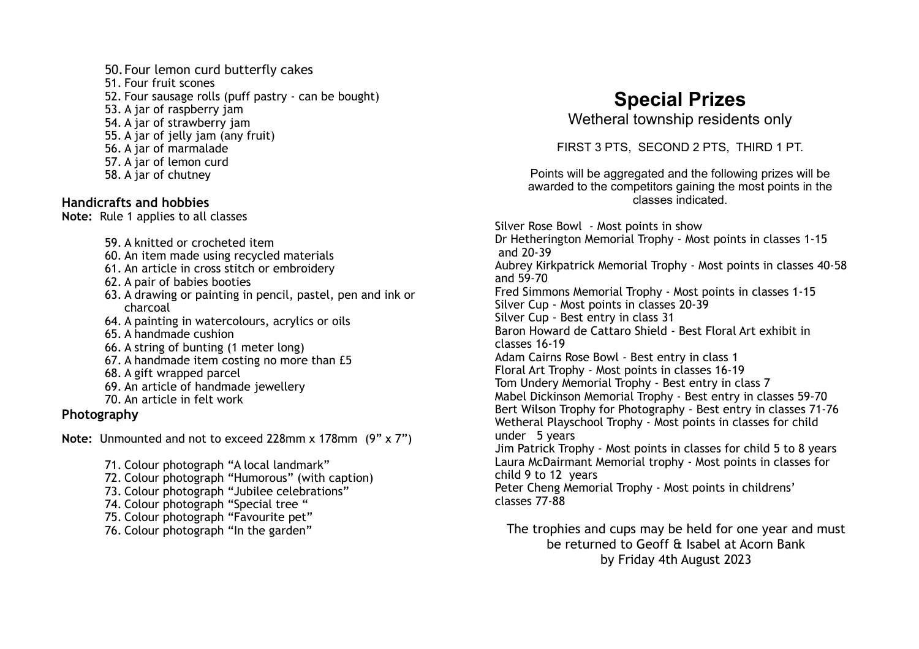50. Four lemon curd butterfly cakes
51. Four fruit scones
52. Four sausage rolls (puff pastry - can be bought)
53. A jar of raspberry jam
54. A jar of strawberry jam
55. A jar of jelly jam (any fruit)
56. A jar of marmalade
57. A jar of lemon curd
58. A jar of chutney

### Handicrafts and hobbies

**Note:** Rule 1 applies to all classes

59. A knitted or crocheted item
60. An item made using recycled materials
61. An article in cross stitch or embroidery
62. A pair of babies booties
63. A drawing or painting in pencil, pastel, pen and ink or charcoal
64. A painting in watercolours, acrylics or oils
65. A handmade cushion
66. A string of bunting (1 meter long)
67. A handmade item costing no more than £5
68. A gift wrapped parcel
69. An article of handmade jewellery
70. An article in felt work

### Photography

**Note:** Unmounted and not to exceed 228mm x 178mm (9" x 7")

71. Colour photograph "A local landmark"
72. Colour photograph "Humorous" (with caption)
73. Colour photograph "Jubilee celebrations"
74. Colour photograph "Special tree "
75. Colour photograph "Favourite pet"
76. Colour photograph "In the garden"

# Special Prizes

Wetheral township residents only

FIRST 3 PTS, SECOND 2 PTS, THIRD 1 PT.

Points will be aggregated and the following prizes will be awarded to the competitors gaining the most points in the classes indicated.

Silver Rose Bowl - Most points in show
Dr Hetherington Memorial Trophy - Most points in classes 1-15 and 20-39
Aubrey Kirkpatrick Memorial Trophy - Most points in classes 40-58 and 59-70
Fred Simmons Memorial Trophy - Most points in classes 1-15
Silver Cup - Most points in classes 20-39
Silver Cup - Best entry in class 31
Baron Howard de Cattaro Shield - Best Floral Art exhibit in classes 16-19
Adam Cairns Rose Bowl - Best entry in class 1
Floral Art Trophy - Most points in classes 16-19
Tom Undery Memorial Trophy - Best entry in class 7
Mabel Dickinson Memorial Trophy - Best entry in classes 59-70
Bert Wilson Trophy for Photography - Best entry in classes 71-76
Wetheral Playschool Trophy - Most points in classes for child under 5 years
Jim Patrick Trophy - Most points in classes for child 5 to 8 years
Laura McDairmant Memorial trophy - Most points in classes for child 9 to 12 years
Peter Cheng Memorial Trophy - Most points in childrens' classes 77-88

The trophies and cups may be held for one year and must be returned to Geoff & Isabel at Acorn Bank by Friday 4th August 2023